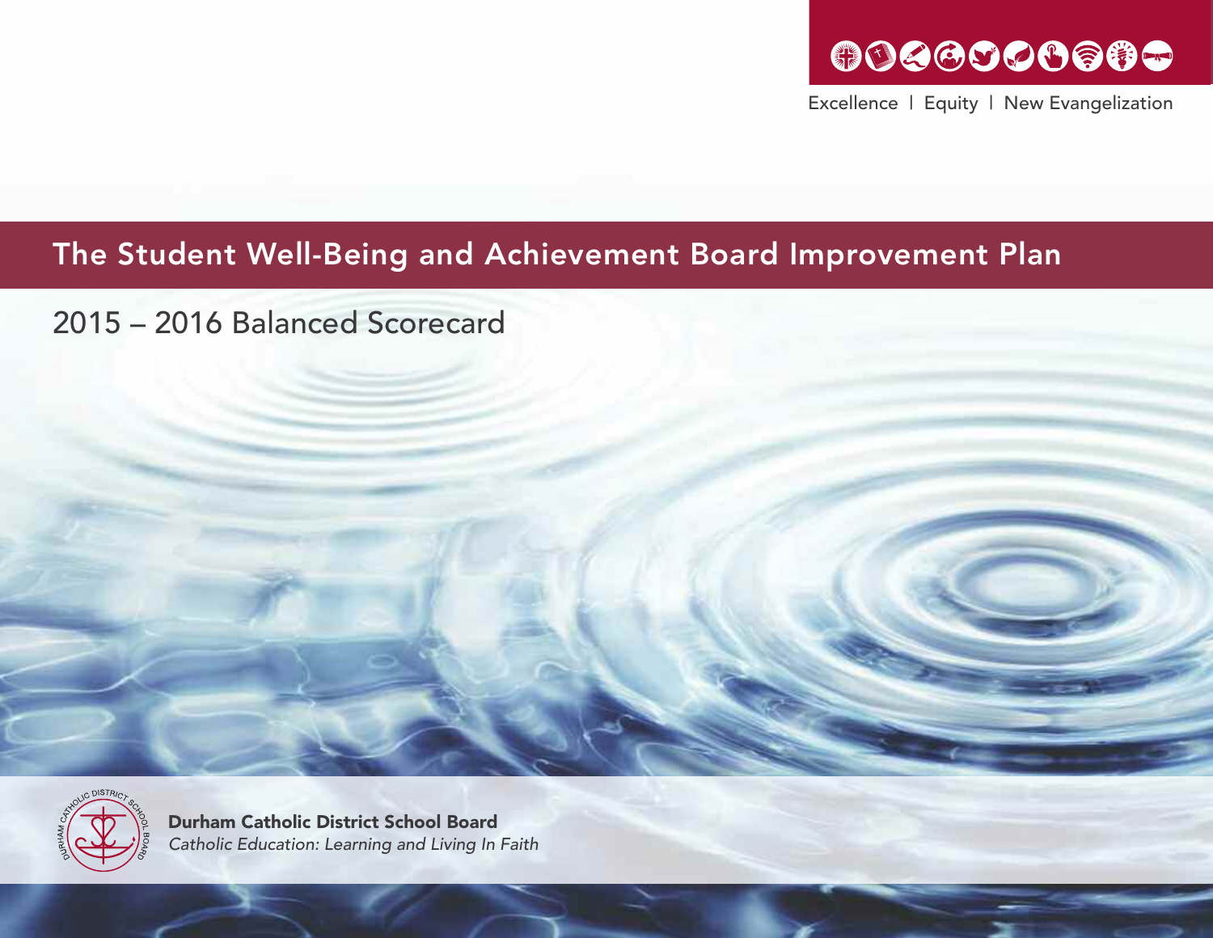Excellence | Equity | New Evangelization

# The Student Well-Being and Achievement Board Improvement Plan

## 2015 – 2016 Balanced Scorecard

**Durham Catholic District School Board**

*Catholic Education: Learning and Living In Faith*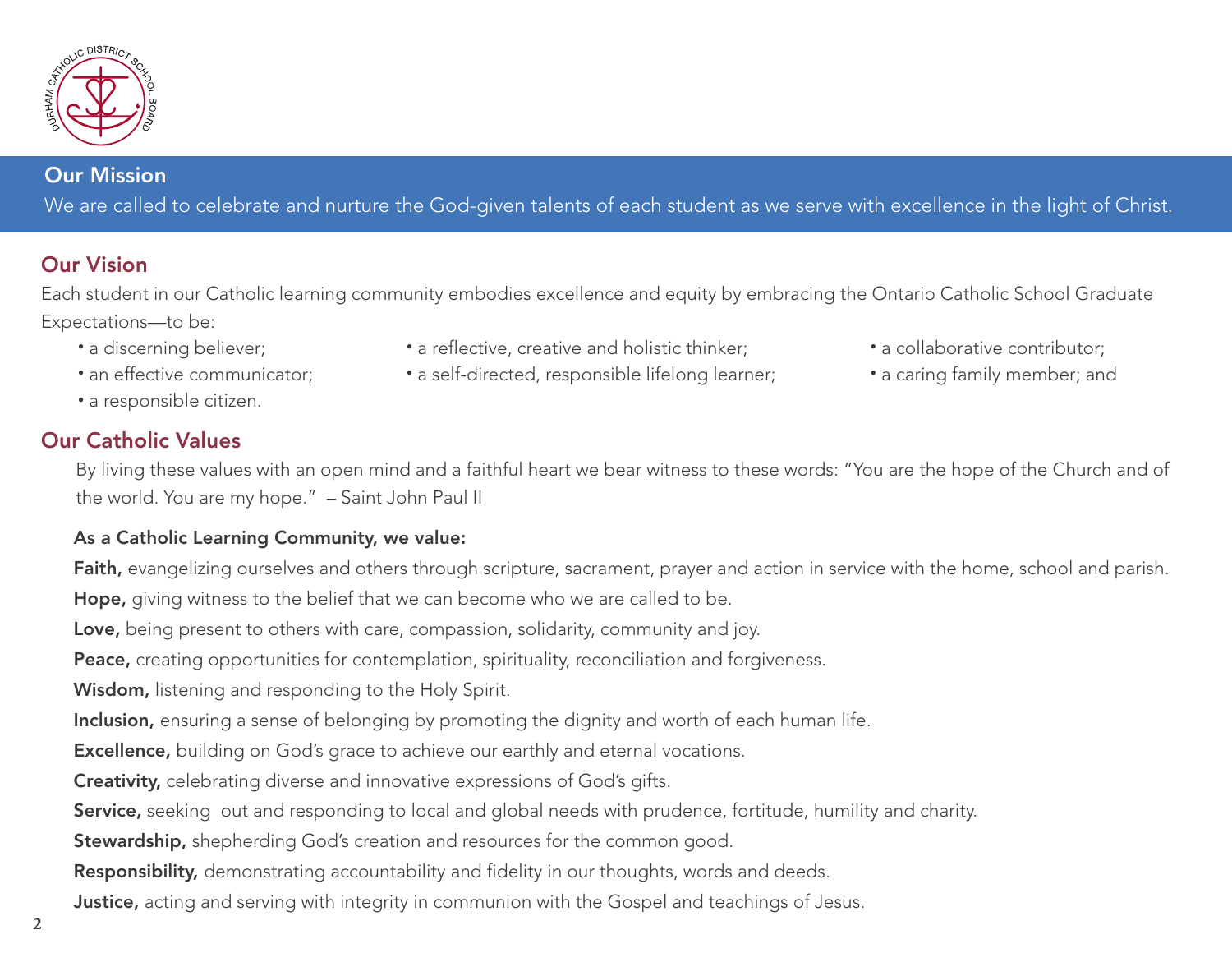## Our Mission

We are called to celebrate and nurture the God-given talents of each student as we serve with excellence in the light of Christ.

## Our Vision

Each student in our Catholic learning community embodies excellence and equity by embracing the Ontario Catholic School Graduate Expectations—to be:

- a discerning believer;
- an effective communicator;
- a reflective, creative and holistic thinker;
- a self-directed, responsible lifelong learner;
- a collaborative contributor;
- a caring family member; and
- a responsible citizen.

## Our Catholic Values

By living these values with an open mind and a faithful heart we bear witness to these words: "You are the hope of the Church and of the world. You are my hope." – Saint John Paul II

**As a Catholic Learning Community, we value:**

**Faith,** evangelizing ourselves and others through scripture, sacrament, prayer and action in service with the home, school and parish.

**Hope,** giving witness to the belief that we can become who we are called to be.

**Love,** being present to others with care, compassion, solidarity, community and joy.

**Peace,** creating opportunities for contemplation, spirituality, reconciliation and forgiveness.

**Wisdom,** listening and responding to the Holy Spirit.

**Inclusion,** ensuring a sense of belonging by promoting the dignity and worth of each human life.

**Excellence,** building on God's grace to achieve our earthly and eternal vocations.

**Creativity,** celebrating diverse and innovative expressions of God's gifts.

**Service,** seeking out and responding to local and global needs with prudence, fortitude, humility and charity.

**Stewardship,** shepherding God's creation and resources for the common good.

**Responsibility,** demonstrating accountability and fidelity in our thoughts, words and deeds.

**Justice,** acting and serving with integrity in communion with the Gospel and teachings of Jesus.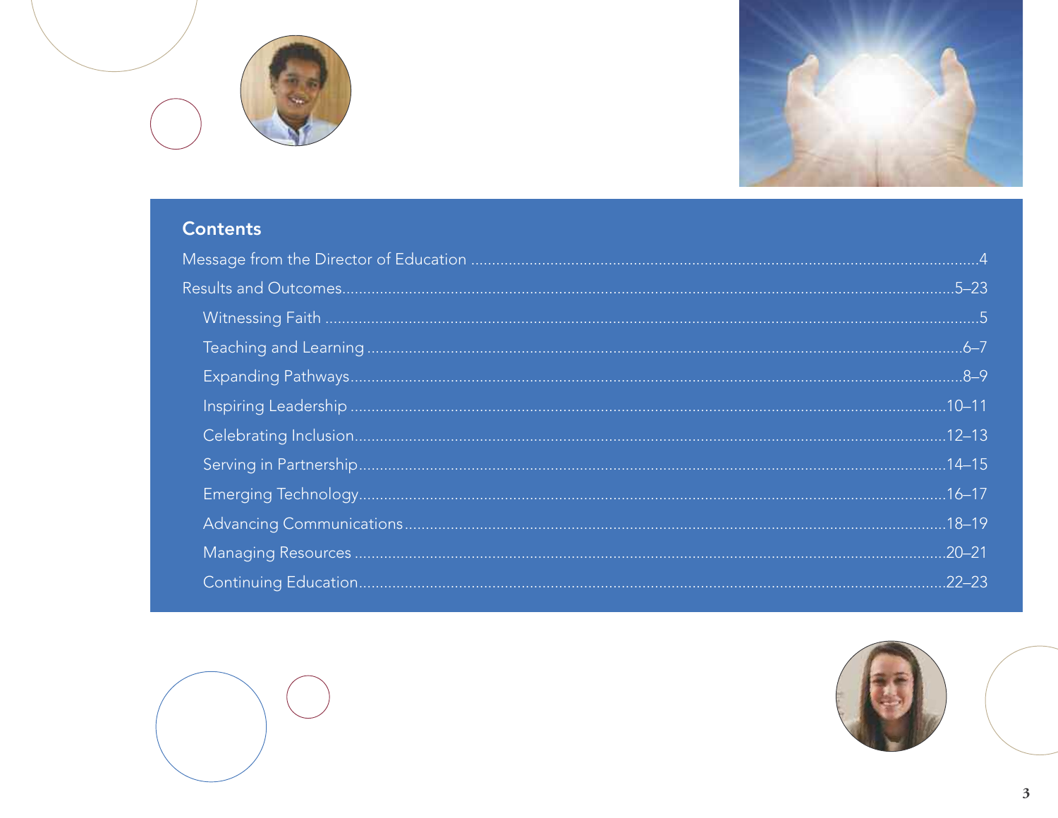## Contents

Message from the Director of Education .......... 4

Results and Outcomes .......... 5–23

- Witnessing Faith .......... 5
- Teaching and Learning .......... 6–7
- Expanding Pathways .......... 8–9
- Inspiring Leadership .......... 10–11
- Celebrating Inclusion .......... 12–13
- Serving in Partnership .......... 14–15
- Emerging Technology .......... 16–17
- Advancing Communications .......... 18–19
- Managing Resources .......... 20–21
- Continuing Education .......... 22–23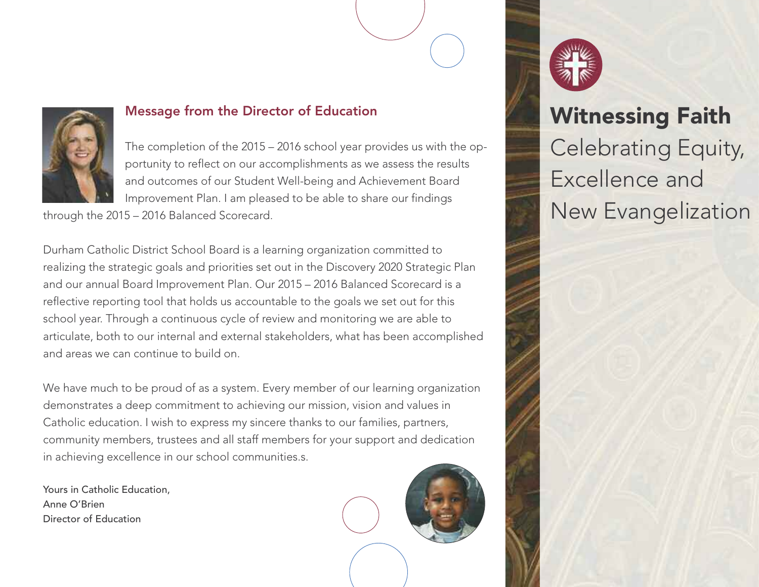## Message from the Director of Education

The completion of the 2015 – 2016 school year provides us with the opportunity to reflect on our accomplishments as we assess the results and outcomes of our Student Well-being and Achievement Board Improvement Plan. I am pleased to be able to share our findings through the 2015 – 2016 Balanced Scorecard.

Durham Catholic District School Board is a learning organization committed to realizing the strategic goals and priorities set out in the Discovery 2020 Strategic Plan and our annual Board Improvement Plan. Our 2015 – 2016 Balanced Scorecard is a reflective reporting tool that holds us accountable to the goals we set out for this school year. Through a continuous cycle of review and monitoring we are able to articulate, both to our internal and external stakeholders, what has been accomplished and areas we can continue to build on.

We have much to be proud of as a system. Every member of our learning organization demonstrates a deep commitment to achieving our mission, vision and values in Catholic education. I wish to express my sincere thanks to our families, partners, community members, trustees and all staff members for your support and dedication in achieving excellence in our school communities.s.

Yours in Catholic Education,
Anne O'Brien
Director of Education

# Witnessing Faith

Celebrating Equity, Excellence and New Evangelization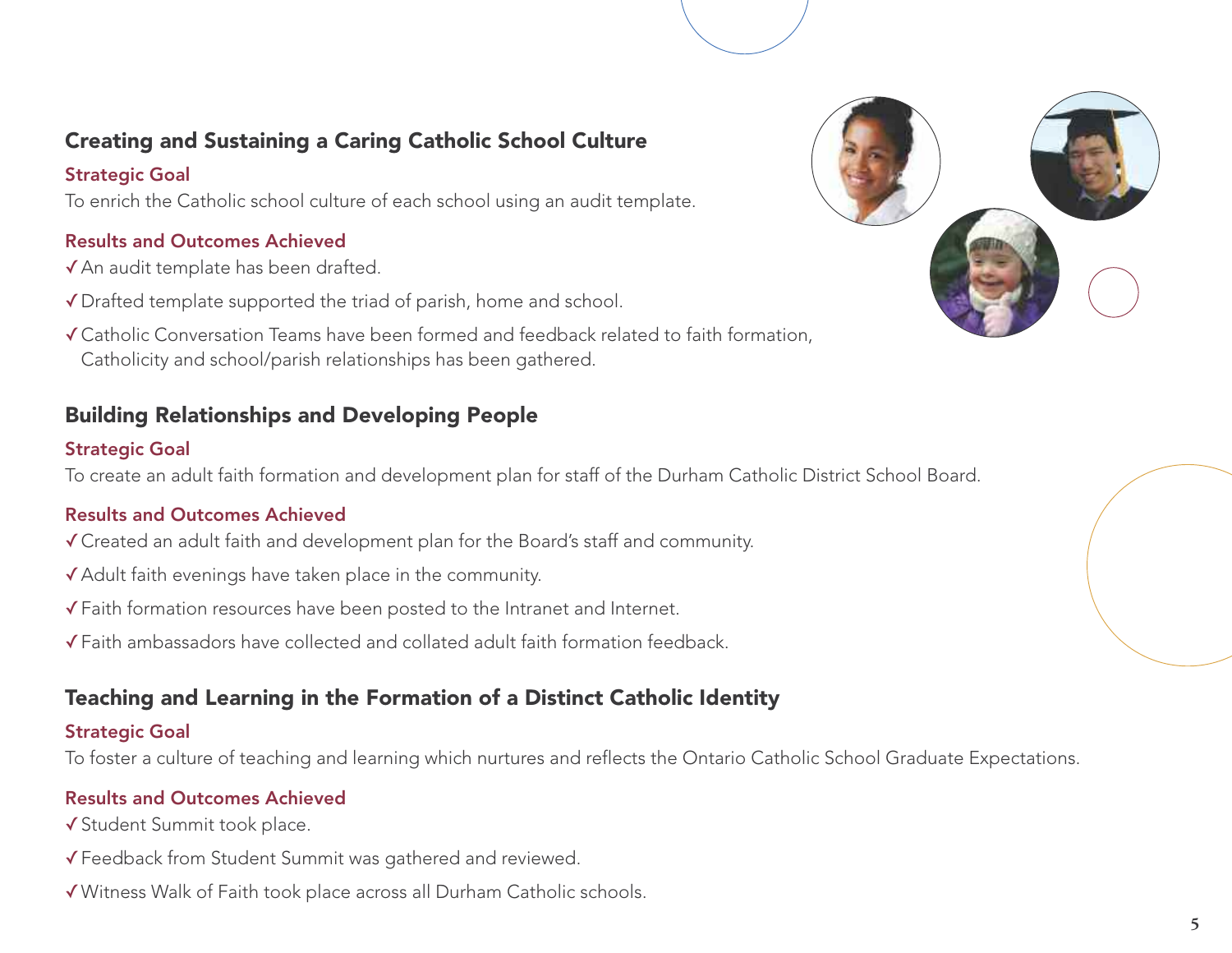## Creating and Sustaining a Caring Catholic School Culture

### Strategic Goal

To enrich the Catholic school culture of each school using an audit template.

### Results and Outcomes Achieved

- ✓ An audit template has been drafted.
- ✓ Drafted template supported the triad of parish, home and school.
- ✓ Catholic Conversation Teams have been formed and feedback related to faith formation, Catholicity and school/parish relationships has been gathered.

## Building Relationships and Developing People

### Strategic Goal

To create an adult faith formation and development plan for staff of the Durham Catholic District School Board.

### Results and Outcomes Achieved

- ✓ Created an adult faith and development plan for the Board's staff and community.
- ✓ Adult faith evenings have taken place in the community.
- ✓ Faith formation resources have been posted to the Intranet and Internet.
- ✓ Faith ambassadors have collected and collated adult faith formation feedback.

## Teaching and Learning in the Formation of a Distinct Catholic Identity

### Strategic Goal

To foster a culture of teaching and learning which nurtures and reflects the Ontario Catholic School Graduate Expectations.

### Results and Outcomes Achieved

- ✓ Student Summit took place.
- ✓ Feedback from Student Summit was gathered and reviewed.
- ✓ Witness Walk of Faith took place across all Durham Catholic schools.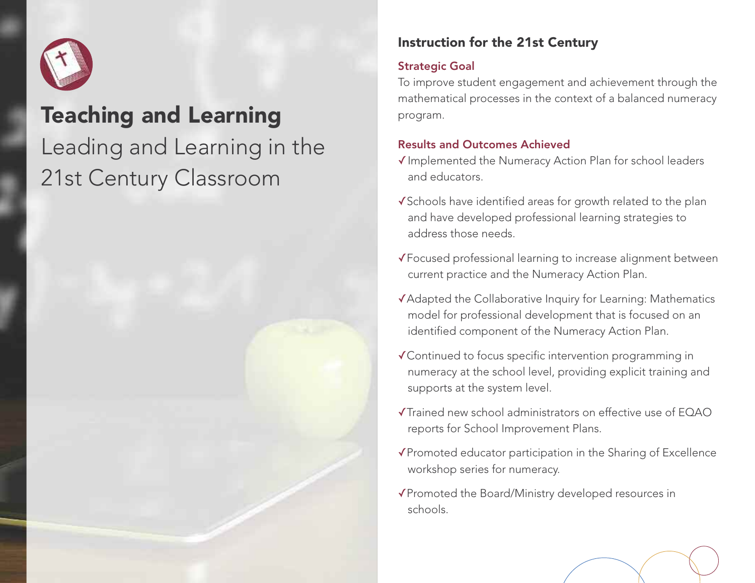# Teaching and Learning

Leading and Learning in the 21st Century Classroom

## Instruction for the 21st Century

### Strategic Goal

To improve student engagement and achievement through the mathematical processes in the context of a balanced numeracy program.

### Results and Outcomes Achieved

- ✓ Implemented the Numeracy Action Plan for school leaders and educators.
- ✓ Schools have identified areas for growth related to the plan and have developed professional learning strategies to address those needs.
- ✓ Focused professional learning to increase alignment between current practice and the Numeracy Action Plan.
- ✓ Adapted the Collaborative Inquiry for Learning: Mathematics model for professional development that is focused on an identified component of the Numeracy Action Plan.
- ✓ Continued to focus specific intervention programming in numeracy at the school level, providing explicit training and supports at the system level.
- ✓ Trained new school administrators on effective use of EQAO reports for School Improvement Plans.
- ✓ Promoted educator participation in the Sharing of Excellence workshop series for numeracy.
- ✓ Promoted the Board/Ministry developed resources in schools.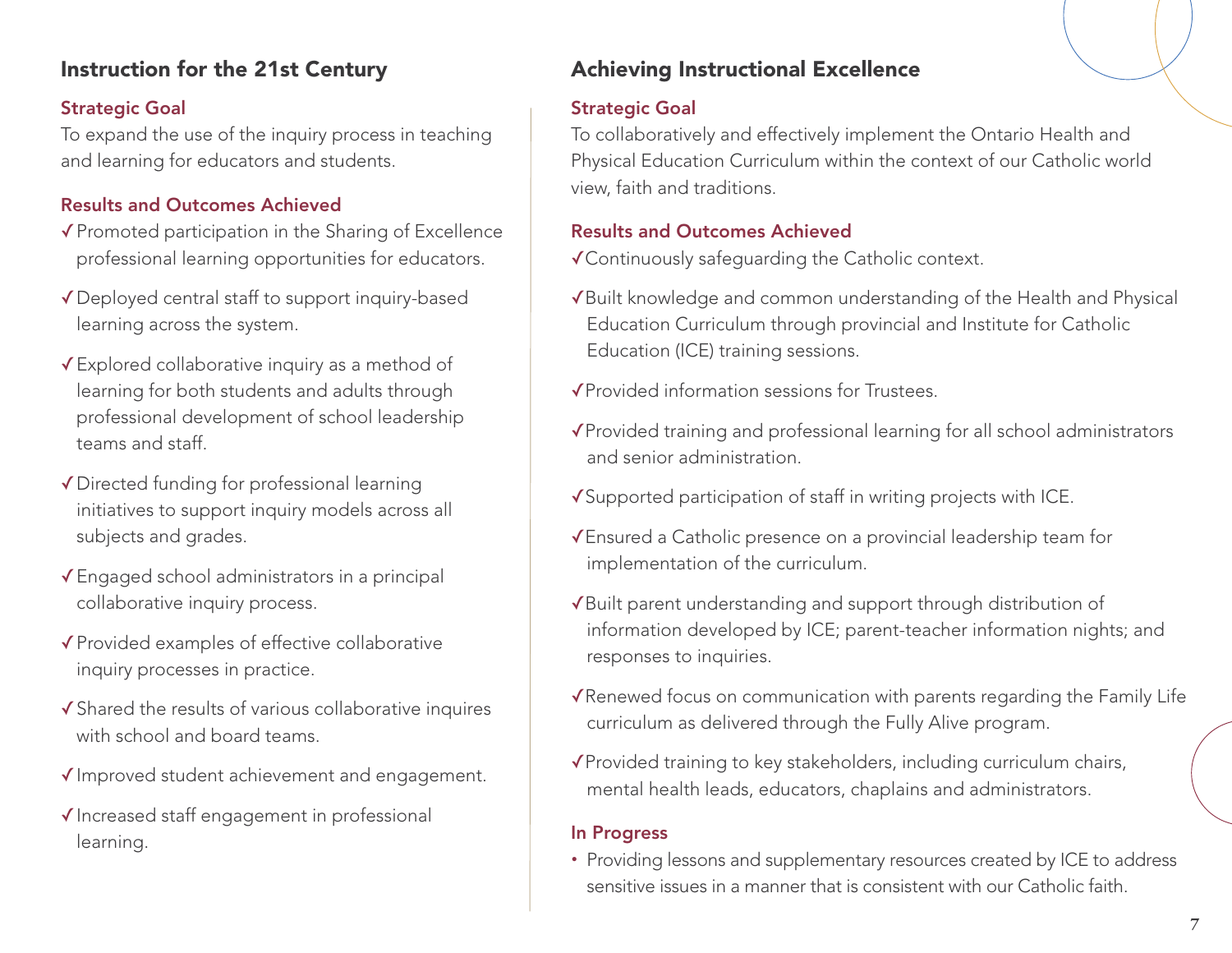## Instruction for the 21st Century

### Strategic Goal

To expand the use of the inquiry process in teaching and learning for educators and students.

### Results and Outcomes Achieved

✓ Promoted participation in the Sharing of Excellence professional learning opportunities for educators.

✓ Deployed central staff to support inquiry-based learning across the system.

✓ Explored collaborative inquiry as a method of learning for both students and adults through professional development of school leadership teams and staff.

✓ Directed funding for professional learning initiatives to support inquiry models across all subjects and grades.

✓ Engaged school administrators in a principal collaborative inquiry process.

✓ Provided examples of effective collaborative inquiry processes in practice.

✓ Shared the results of various collaborative inquires with school and board teams.

✓ Improved student achievement and engagement.

✓ Increased staff engagement in professional learning.

## Achieving Instructional Excellence

### Strategic Goal

To collaboratively and effectively implement the Ontario Health and Physical Education Curriculum within the context of our Catholic world view, faith and traditions.

### Results and Outcomes Achieved

✓ Continuously safeguarding the Catholic context.

✓ Built knowledge and common understanding of the Health and Physical Education Curriculum through provincial and Institute for Catholic Education (ICE) training sessions.

✓ Provided information sessions for Trustees.

✓ Provided training and professional learning for all school administrators and senior administration.

✓ Supported participation of staff in writing projects with ICE.

✓ Ensured a Catholic presence on a provincial leadership team for implementation of the curriculum.

✓ Built parent understanding and support through distribution of information developed by ICE; parent-teacher information nights; and responses to inquiries.

✓ Renewed focus on communication with parents regarding the Family Life curriculum as delivered through the Fully Alive program.

✓ Provided training to key stakeholders, including curriculum chairs, mental health leads, educators, chaplains and administrators.

### In Progress

- Providing lessons and supplementary resources created by ICE to address sensitive issues in a manner that is consistent with our Catholic faith.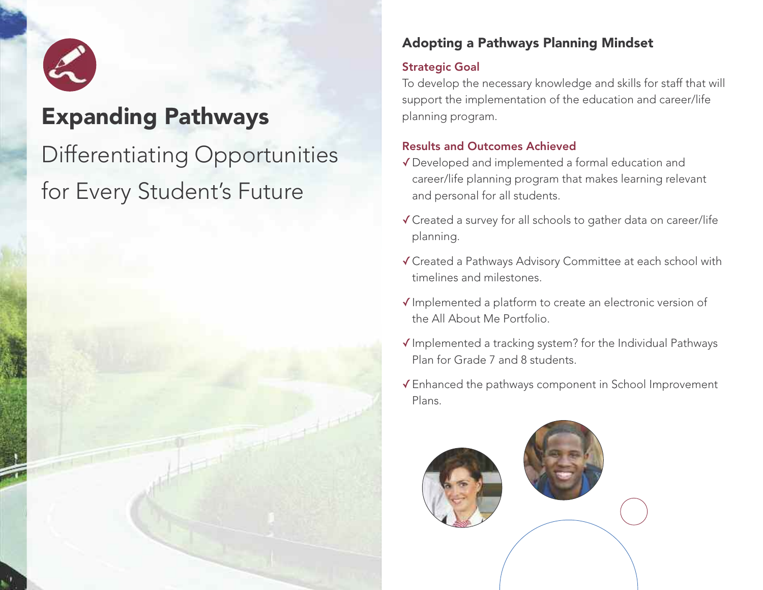# Expanding Pathways

Differentiating Opportunities for Every Student's Future

## Adopting a Pathways Planning Mindset

### Strategic Goal

To develop the necessary knowledge and skills for staff that will support the implementation of the education and career/life planning program.

### Results and Outcomes Achieved

- ✓ Developed and implemented a formal education and career/life planning program that makes learning relevant and personal for all students.
- ✓ Created a survey for all schools to gather data on career/life planning.
- ✓ Created a Pathways Advisory Committee at each school with timelines and milestones.
- ✓ Implemented a platform to create an electronic version of the All About Me Portfolio.
- ✓ Implemented a tracking system? for the Individual Pathways Plan for Grade 7 and 8 students.
- ✓ Enhanced the pathways component in School Improvement Plans.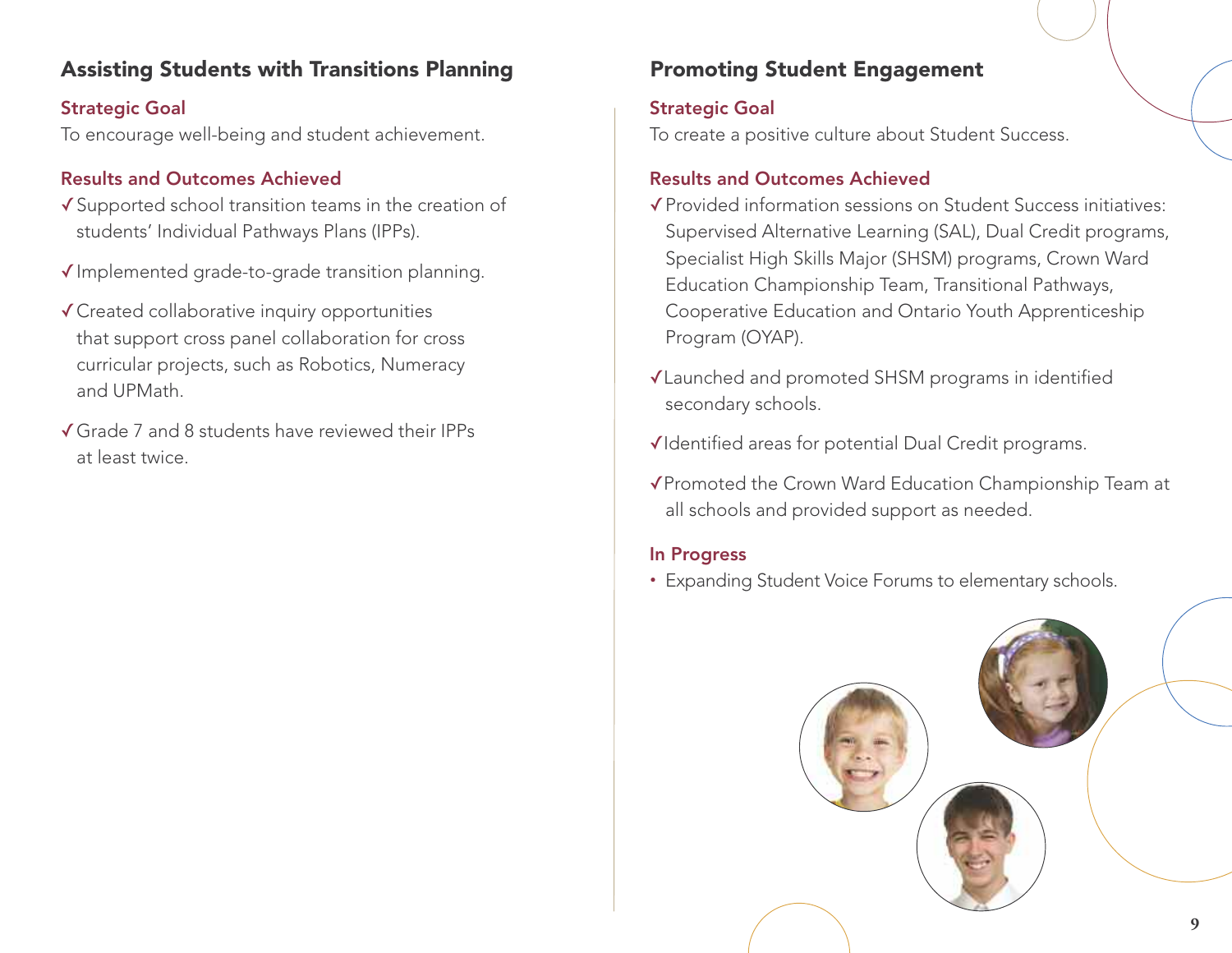## Assisting Students with Transitions Planning

### Strategic Goal

To encourage well-being and student achievement.

### Results and Outcomes Achieved

- ✓ Supported school transition teams in the creation of students' Individual Pathways Plans (IPPs).
- ✓ Implemented grade-to-grade transition planning.
- ✓ Created collaborative inquiry opportunities that support cross panel collaboration for cross curricular projects, such as Robotics, Numeracy and UPMath.
- ✓ Grade 7 and 8 students have reviewed their IPPs at least twice.

## Promoting Student Engagement

### Strategic Goal

To create a positive culture about Student Success.

### Results and Outcomes Achieved

- ✓ Provided information sessions on Student Success initiatives: Supervised Alternative Learning (SAL), Dual Credit programs, Specialist High Skills Major (SHSM) programs, Crown Ward Education Championship Team, Transitional Pathways, Cooperative Education and Ontario Youth Apprenticeship Program (OYAP).
- ✓ Launched and promoted SHSM programs in identified secondary schools.
- ✓ Identified areas for potential Dual Credit programs.
- ✓ Promoted the Crown Ward Education Championship Team at all schools and provided support as needed.

### In Progress

- Expanding Student Voice Forums to elementary schools.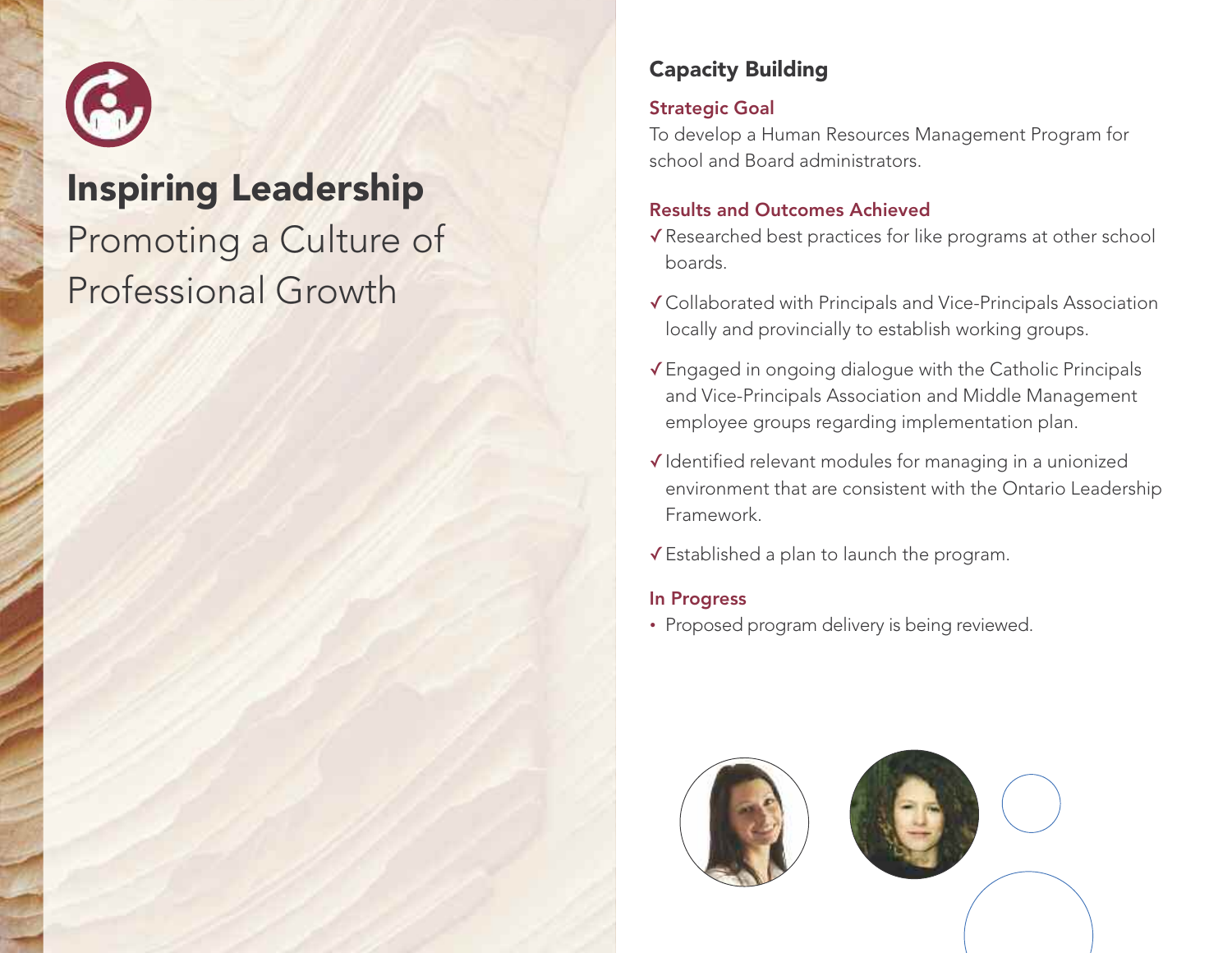# Inspiring Leadership

Promoting a Culture of Professional Growth

## Capacity Building

### Strategic Goal

To develop a Human Resources Management Program for school and Board administrators.

### Results and Outcomes Achieved

- ✓ Researched best practices for like programs at other school boards.
- ✓ Collaborated with Principals and Vice-Principals Association locally and provincially to establish working groups.
- ✓ Engaged in ongoing dialogue with the Catholic Principals and Vice-Principals Association and Middle Management employee groups regarding implementation plan.
- ✓ Identified relevant modules for managing in a unionized environment that are consistent with the Ontario Leadership Framework.
- ✓ Established a plan to launch the program.

### In Progress

- Proposed program delivery is being reviewed.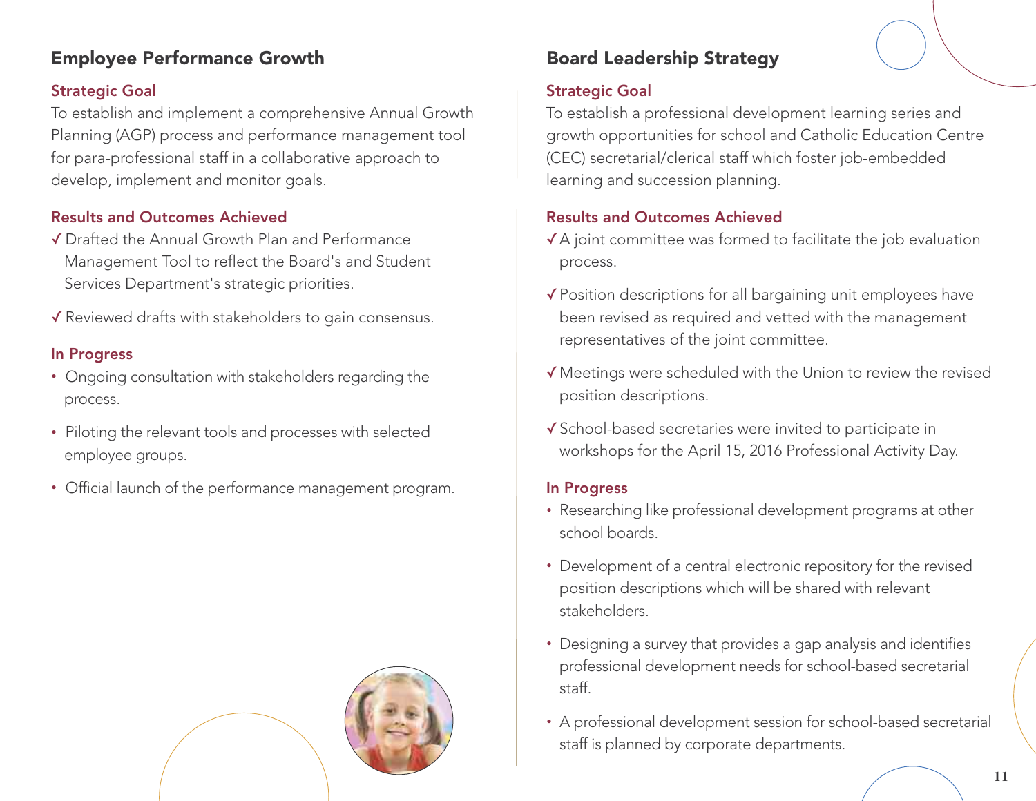## Employee Performance Growth

### Strategic Goal

To establish and implement a comprehensive Annual Growth Planning (AGP) process and performance management tool for para-professional staff in a collaborative approach to develop, implement and monitor goals.

### Results and Outcomes Achieved

- ✓ Drafted the Annual Growth Plan and Performance Management Tool to reflect the Board's and Student Services Department's strategic priorities.
- ✓ Reviewed drafts with stakeholders to gain consensus.

### In Progress

- Ongoing consultation with stakeholders regarding the process.
- Piloting the relevant tools and processes with selected employee groups.
- Official launch of the performance management program.

## Board Leadership Strategy

### Strategic Goal

To establish a professional development learning series and growth opportunities for school and Catholic Education Centre (CEC) secretarial/clerical staff which foster job-embedded learning and succession planning.

### Results and Outcomes Achieved

- ✓ A joint committee was formed to facilitate the job evaluation process.
- ✓ Position descriptions for all bargaining unit employees have been revised as required and vetted with the management representatives of the joint committee.
- ✓ Meetings were scheduled with the Union to review the revised position descriptions.
- ✓ School-based secretaries were invited to participate in workshops for the April 15, 2016 Professional Activity Day.

### In Progress

- Researching like professional development programs at other school boards.
- Development of a central electronic repository for the revised position descriptions which will be shared with relevant stakeholders.
- Designing a survey that provides a gap analysis and identifies professional development needs for school-based secretarial staff.
- A professional development session for school-based secretarial staff is planned by corporate departments.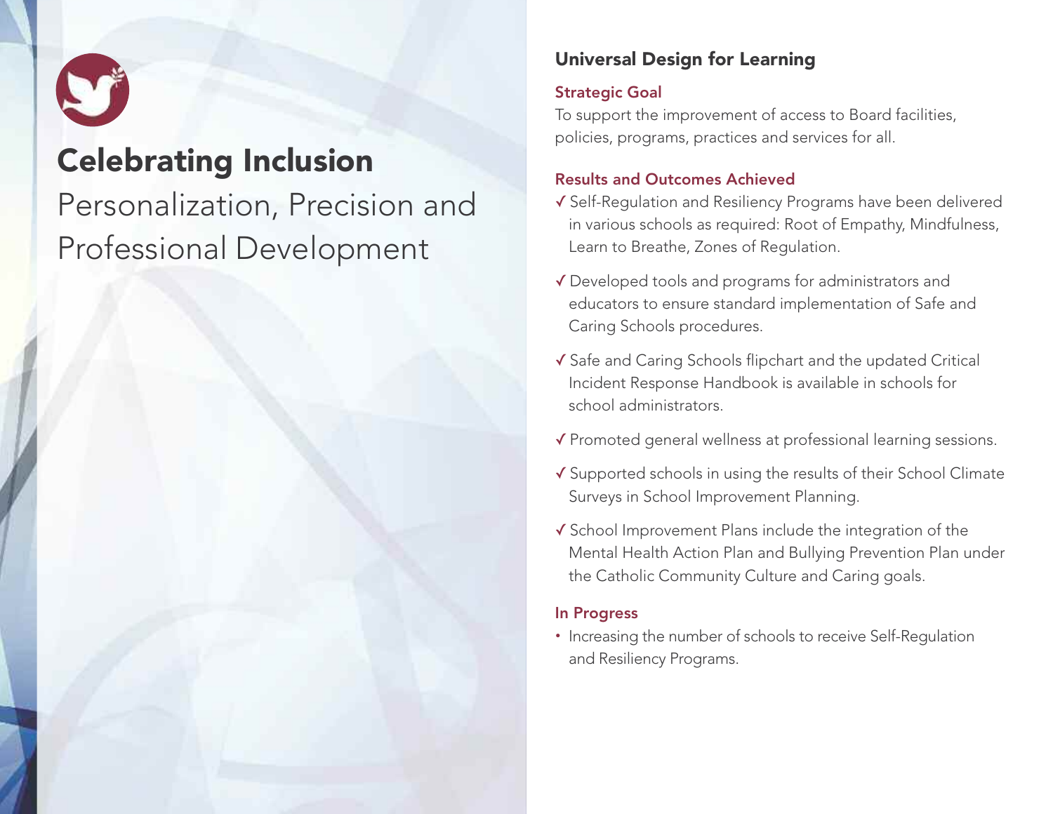# Celebrating Inclusion

Personalization, Precision and Professional Development

## Universal Design for Learning

### Strategic Goal

To support the improvement of access to Board facilities, policies, programs, practices and services for all.

### Results and Outcomes Achieved

- ✓ Self-Regulation and Resiliency Programs have been delivered in various schools as required: Root of Empathy, Mindfulness, Learn to Breathe, Zones of Regulation.
- ✓ Developed tools and programs for administrators and educators to ensure standard implementation of Safe and Caring Schools procedures.
- ✓ Safe and Caring Schools flipchart and the updated Critical Incident Response Handbook is available in schools for school administrators.
- ✓ Promoted general wellness at professional learning sessions.
- ✓ Supported schools in using the results of their School Climate Surveys in School Improvement Planning.
- ✓ School Improvement Plans include the integration of the Mental Health Action Plan and Bullying Prevention Plan under the Catholic Community Culture and Caring goals.

### In Progress

- Increasing the number of schools to receive Self-Regulation and Resiliency Programs.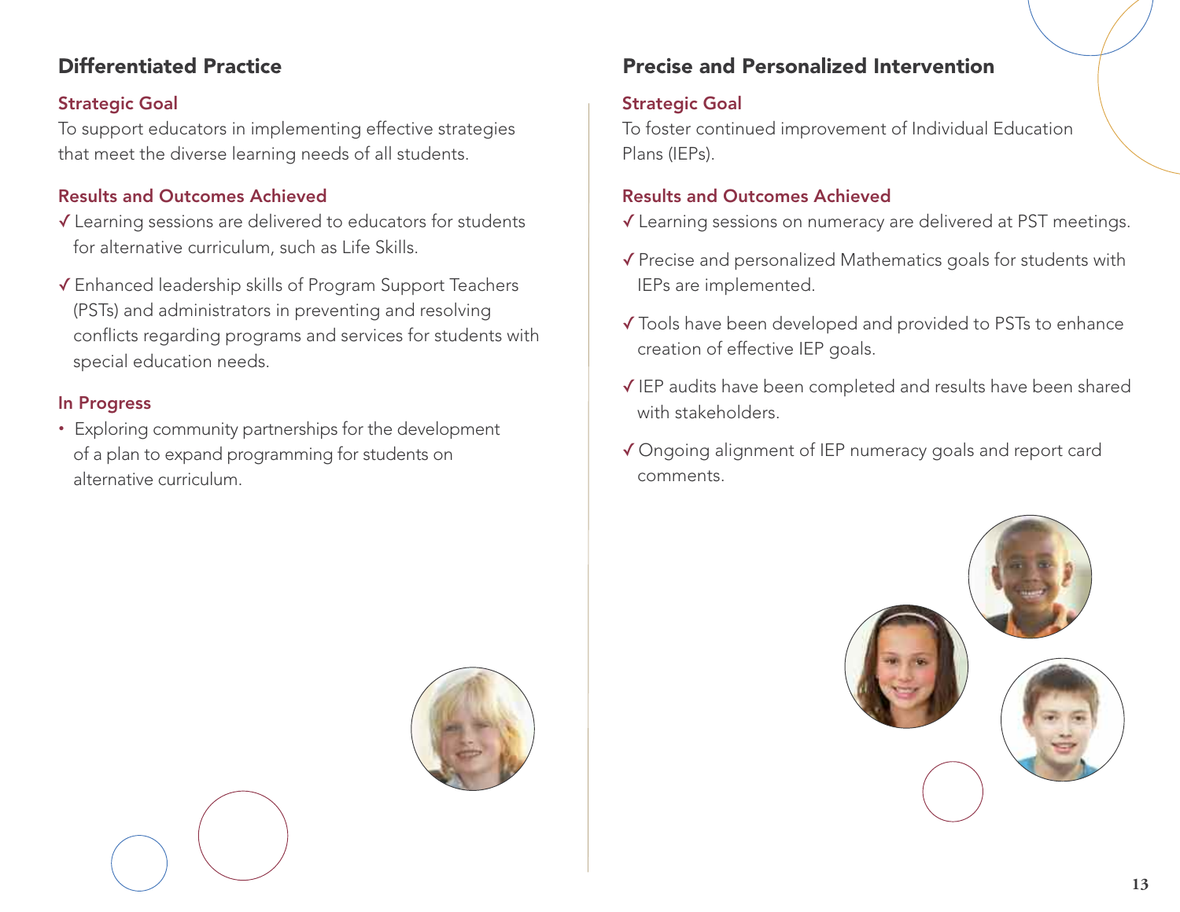## Differentiated Practice

### Strategic Goal

To support educators in implementing effective strategies that meet the diverse learning needs of all students.

### Results and Outcomes Achieved

✓ Learning sessions are delivered to educators for students for alternative curriculum, such as Life Skills.

✓ Enhanced leadership skills of Program Support Teachers (PSTs) and administrators in preventing and resolving conflicts regarding programs and services for students with special education needs.

### In Progress

- Exploring community partnerships for the development of a plan to expand programming for students on alternative curriculum.

## Precise and Personalized Intervention

### Strategic Goal

To foster continued improvement of Individual Education Plans (IEPs).

### Results and Outcomes Achieved

✓ Learning sessions on numeracy are delivered at PST meetings.

✓ Precise and personalized Mathematics goals for students with IEPs are implemented.

✓ Tools have been developed and provided to PSTs to enhance creation of effective IEP goals.

✓ IEP audits have been completed and results have been shared with stakeholders.

✓ Ongoing alignment of IEP numeracy goals and report card comments.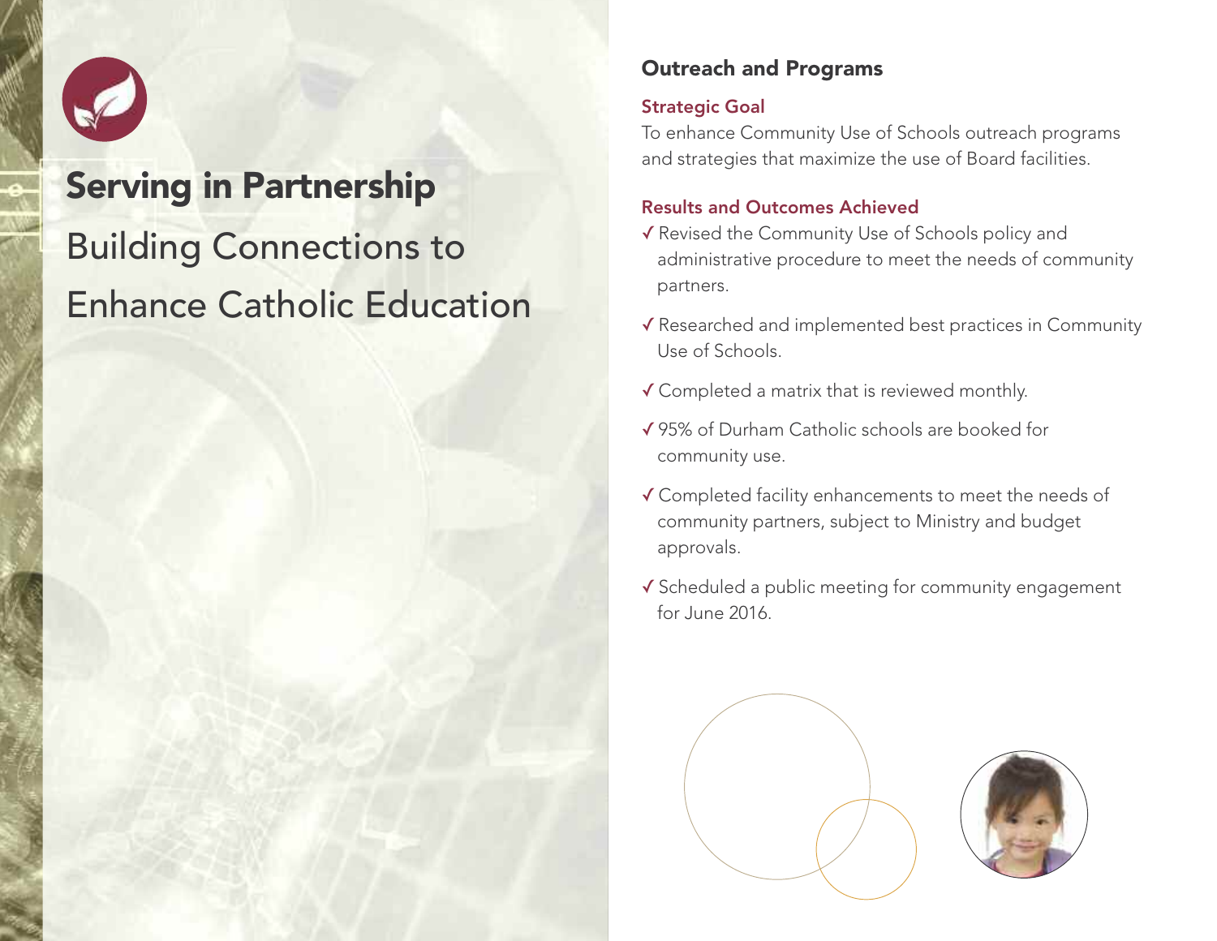# Serving in Partnership

Building Connections to Enhance Catholic Education

## Outreach and Programs

### Strategic Goal

To enhance Community Use of Schools outreach programs and strategies that maximize the use of Board facilities.

### Results and Outcomes Achieved

- ✓ Revised the Community Use of Schools policy and administrative procedure to meet the needs of community partners.
- ✓ Researched and implemented best practices in Community Use of Schools.
- ✓ Completed a matrix that is reviewed monthly.
- ✓ 95% of Durham Catholic schools are booked for community use.
- ✓ Completed facility enhancements to meet the needs of community partners, subject to Ministry and budget approvals.
- ✓ Scheduled a public meeting for community engagement for June 2016.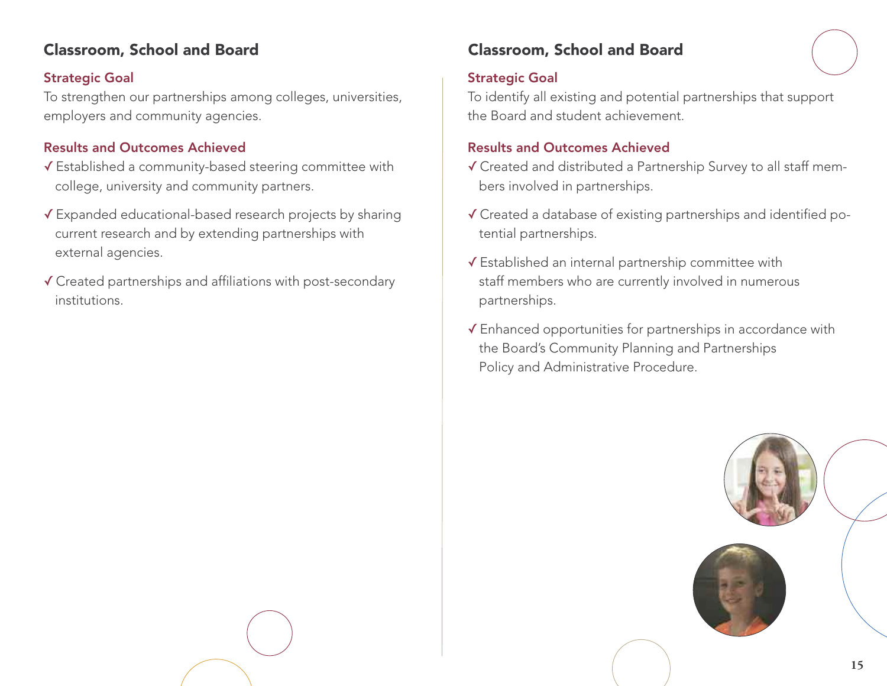## Classroom, School and Board

### Strategic Goal

To strengthen our partnerships among colleges, universities, employers and community agencies.

### Results and Outcomes Achieved

- ✓ Established a community-based steering committee with college, university and community partners.
- ✓ Expanded educational-based research projects by sharing current research and by extending partnerships with external agencies.
- ✓ Created partnerships and affiliations with post-secondary institutions.

## Classroom, School and Board

### Strategic Goal

To identify all existing and potential partnerships that support the Board and student achievement.

### Results and Outcomes Achieved

- ✓ Created and distributed a Partnership Survey to all staff members involved in partnerships.
- ✓ Created a database of existing partnerships and identified potential partnerships.
- ✓ Established an internal partnership committee with staff members who are currently involved in numerous partnerships.
- ✓ Enhanced opportunities for partnerships in accordance with the Board's Community Planning and Partnerships Policy and Administrative Procedure.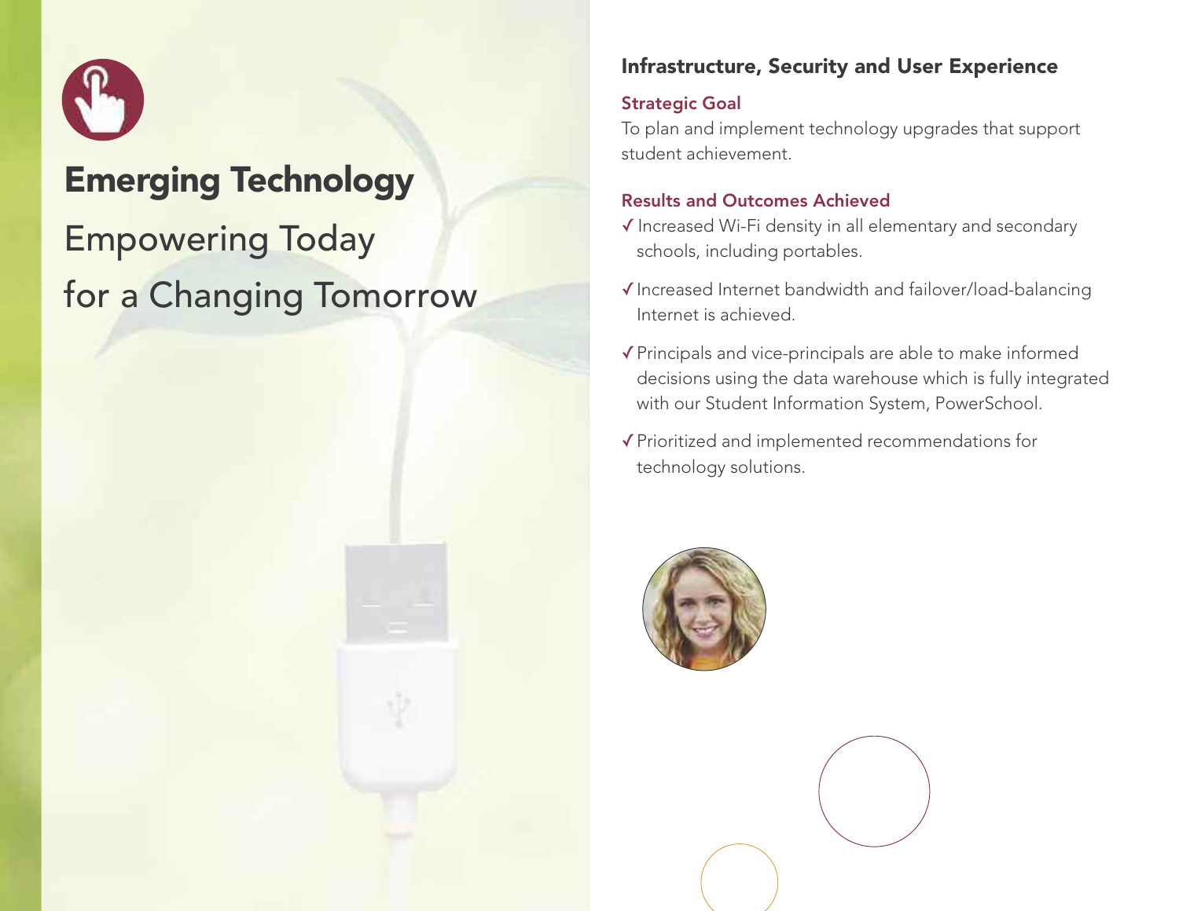# Emerging Technology

Empowering Today
for a Changing Tomorrow

## Infrastructure, Security and User Experience

### Strategic Goal

To plan and implement technology upgrades that support student achievement.

### Results and Outcomes Achieved

- ✓ Increased Wi-Fi density in all elementary and secondary schools, including portables.
- ✓ Increased Internet bandwidth and failover/load-balancing Internet is achieved.
- ✓ Principals and vice-principals are able to make informed decisions using the data warehouse which is fully integrated with our Student Information System, PowerSchool.
- ✓ Prioritized and implemented recommendations for technology solutions.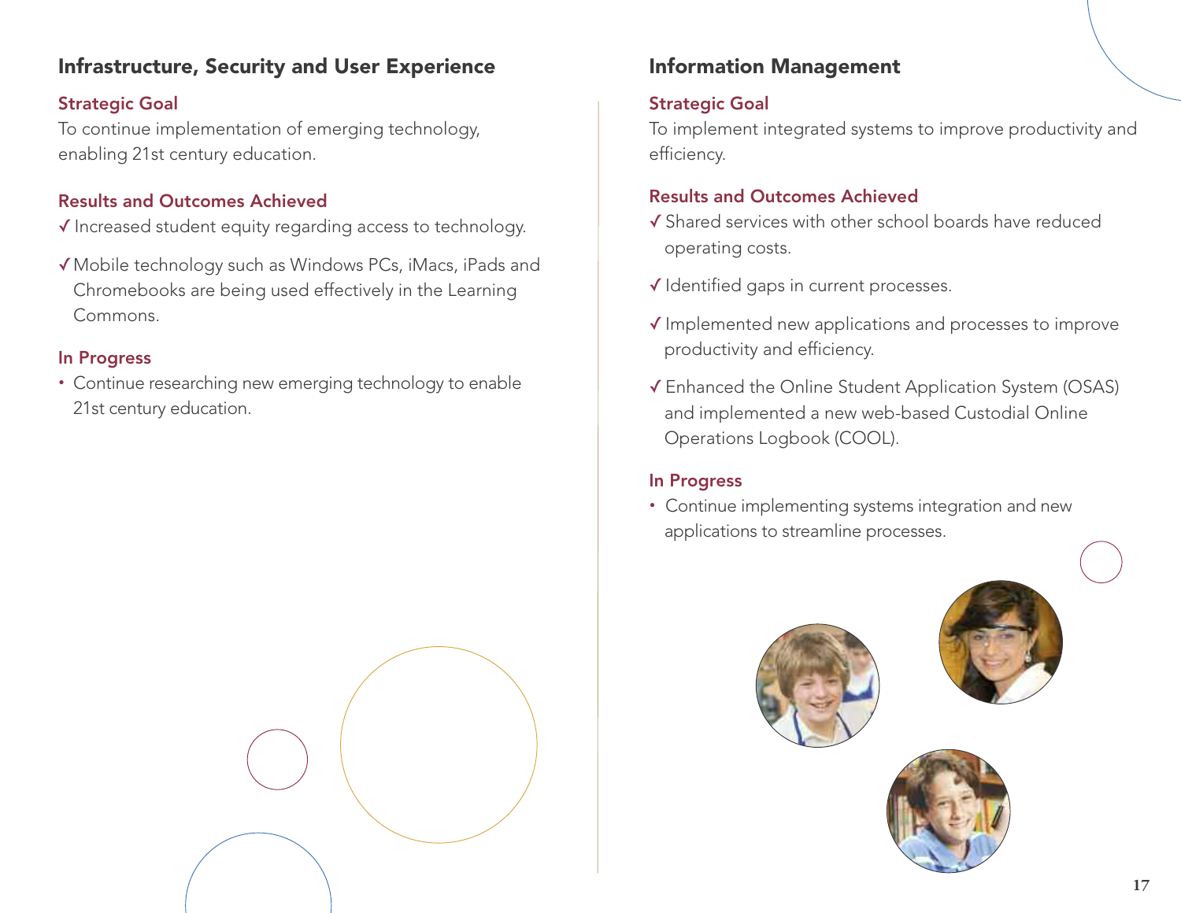## Infrastructure, Security and User Experience

### Strategic Goal

To continue implementation of emerging technology, enabling 21st century education.

### Results and Outcomes Achieved

✓ Increased student equity regarding access to technology.

✓ Mobile technology such as Windows PCs, iMacs, iPads and Chromebooks are being used effectively in the Learning Commons.

### In Progress

- Continue researching new emerging technology to enable 21st century education.

## Information Management

### Strategic Goal

To implement integrated systems to improve productivity and efficiency.

### Results and Outcomes Achieved

✓ Shared services with other school boards have reduced operating costs.

✓ Identified gaps in current processes.

✓ Implemented new applications and processes to improve productivity and efficiency.

✓ Enhanced the Online Student Application System (OSAS) and implemented a new web-based Custodial Online Operations Logbook (COOL).

### In Progress

- Continue implementing systems integration and new applications to streamline processes.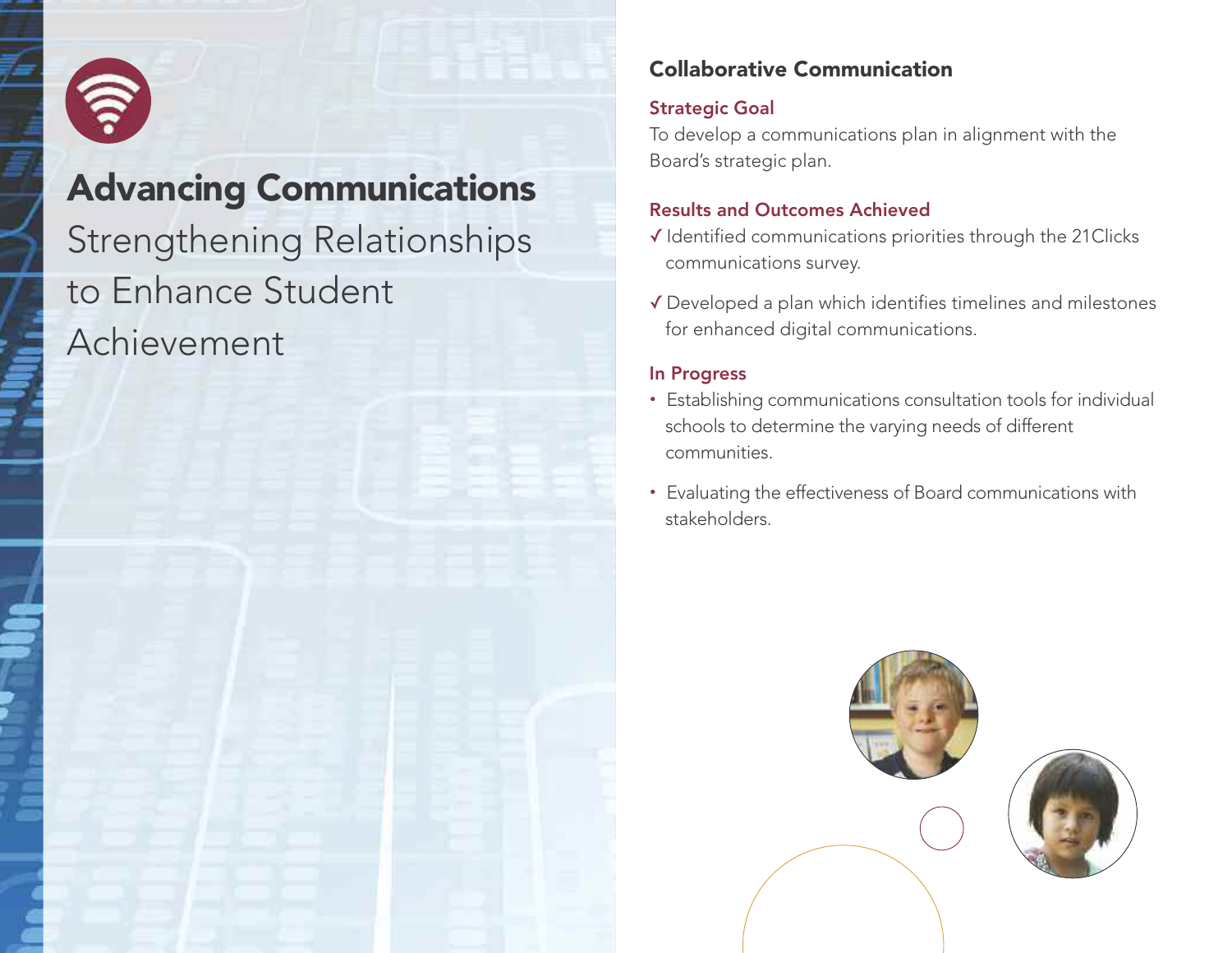# Advancing Communications

Strengthening Relationships to Enhance Student Achievement

## Collaborative Communication

### Strategic Goal

To develop a communications plan in alignment with the Board's strategic plan.

### Results and Outcomes Achieved

- ✓ Identified communications priorities through the 21Clicks communications survey.
- ✓ Developed a plan which identifies timelines and milestones for enhanced digital communications.

### In Progress

- Establishing communications consultation tools for individual schools to determine the varying needs of different communities.
- Evaluating the effectiveness of Board communications with stakeholders.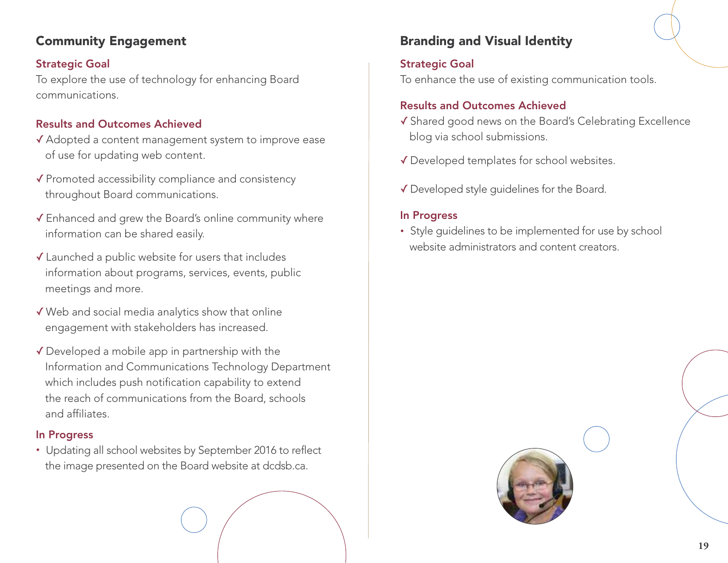## Community Engagement

### Strategic Goal

To explore the use of technology for enhancing Board communications.

### Results and Outcomes Achieved

- ✓ Adopted a content management system to improve ease of use for updating web content.
- ✓ Promoted accessibility compliance and consistency throughout Board communications.
- ✓ Enhanced and grew the Board's online community where information can be shared easily.
- ✓ Launched a public website for users that includes information about programs, services, events, public meetings and more.
- ✓ Web and social media analytics show that online engagement with stakeholders has increased.
- ✓ Developed a mobile app in partnership with the Information and Communications Technology Department which includes push notification capability to extend the reach of communications from the Board, schools and affiliates.

### In Progress

- Updating all school websites by September 2016 to reflect the image presented on the Board website at dcdsb.ca.

## Branding and Visual Identity

### Strategic Goal

To enhance the use of existing communication tools.

### Results and Outcomes Achieved

- ✓ Shared good news on the Board's Celebrating Excellence blog via school submissions.
- ✓ Developed templates for school websites.
- ✓ Developed style guidelines for the Board.

### In Progress

- Style guidelines to be implemented for use by school website administrators and content creators.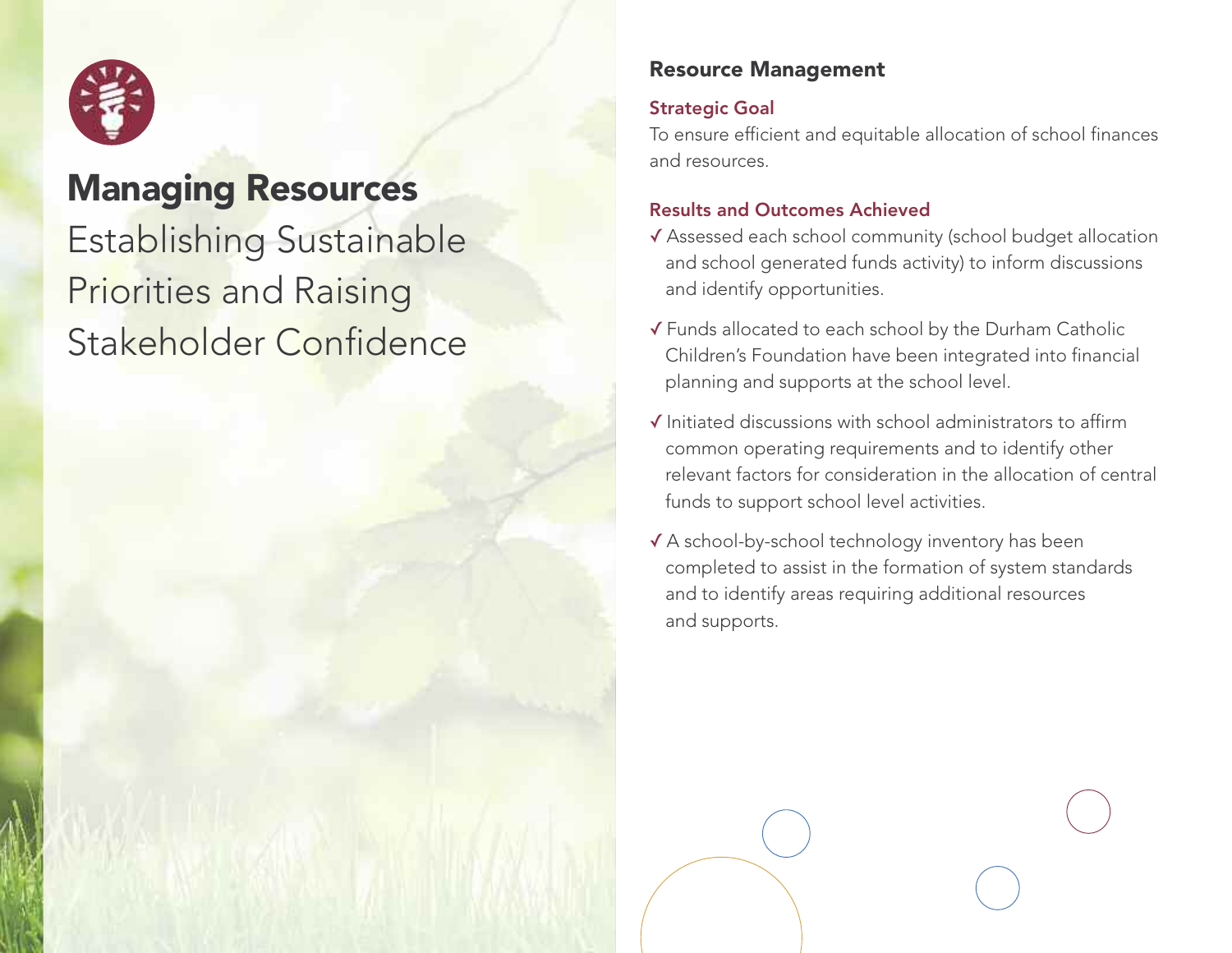# Managing Resources

Establishing Sustainable Priorities and Raising Stakeholder Confidence

## Resource Management

### Strategic Goal

To ensure efficient and equitable allocation of school finances and resources.

### Results and Outcomes Achieved

- ✓ Assessed each school community (school budget allocation and school generated funds activity) to inform discussions and identify opportunities.
- ✓ Funds allocated to each school by the Durham Catholic Children's Foundation have been integrated into financial planning and supports at the school level.
- ✓ Initiated discussions with school administrators to affirm common operating requirements and to identify other relevant factors for consideration in the allocation of central funds to support school level activities.
- ✓ A school-by-school technology inventory has been completed to assist in the formation of system standards and to identify areas requiring additional resources and supports.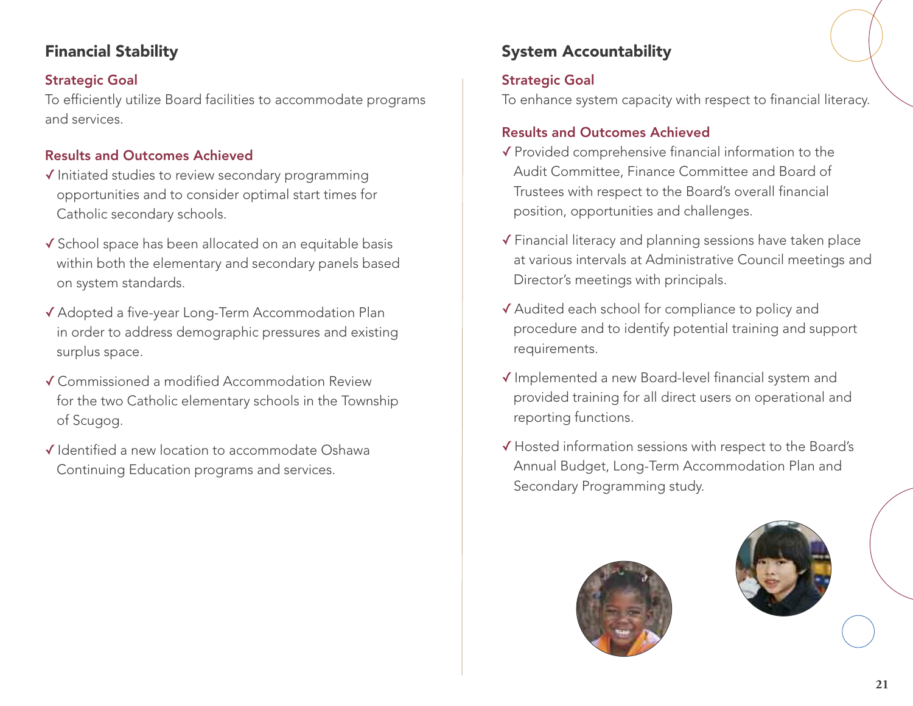## Financial Stability

### Strategic Goal

To efficiently utilize Board facilities to accommodate programs and services.

### Results and Outcomes Achieved

- ✓ Initiated studies to review secondary programming opportunities and to consider optimal start times for Catholic secondary schools.
- ✓ School space has been allocated on an equitable basis within both the elementary and secondary panels based on system standards.
- ✓ Adopted a five-year Long-Term Accommodation Plan in order to address demographic pressures and existing surplus space.
- ✓ Commissioned a modified Accommodation Review for the two Catholic elementary schools in the Township of Scugog.
- ✓ Identified a new location to accommodate Oshawa Continuing Education programs and services.

## System Accountability

### Strategic Goal

To enhance system capacity with respect to financial literacy.

### Results and Outcomes Achieved

- ✓ Provided comprehensive financial information to the Audit Committee, Finance Committee and Board of Trustees with respect to the Board's overall financial position, opportunities and challenges.
- ✓ Financial literacy and planning sessions have taken place at various intervals at Administrative Council meetings and Director's meetings with principals.
- ✓ Audited each school for compliance to policy and procedure and to identify potential training and support requirements.
- ✓ Implemented a new Board-level financial system and provided training for all direct users on operational and reporting functions.
- ✓ Hosted information sessions with respect to the Board's Annual Budget, Long-Term Accommodation Plan and Secondary Programming study.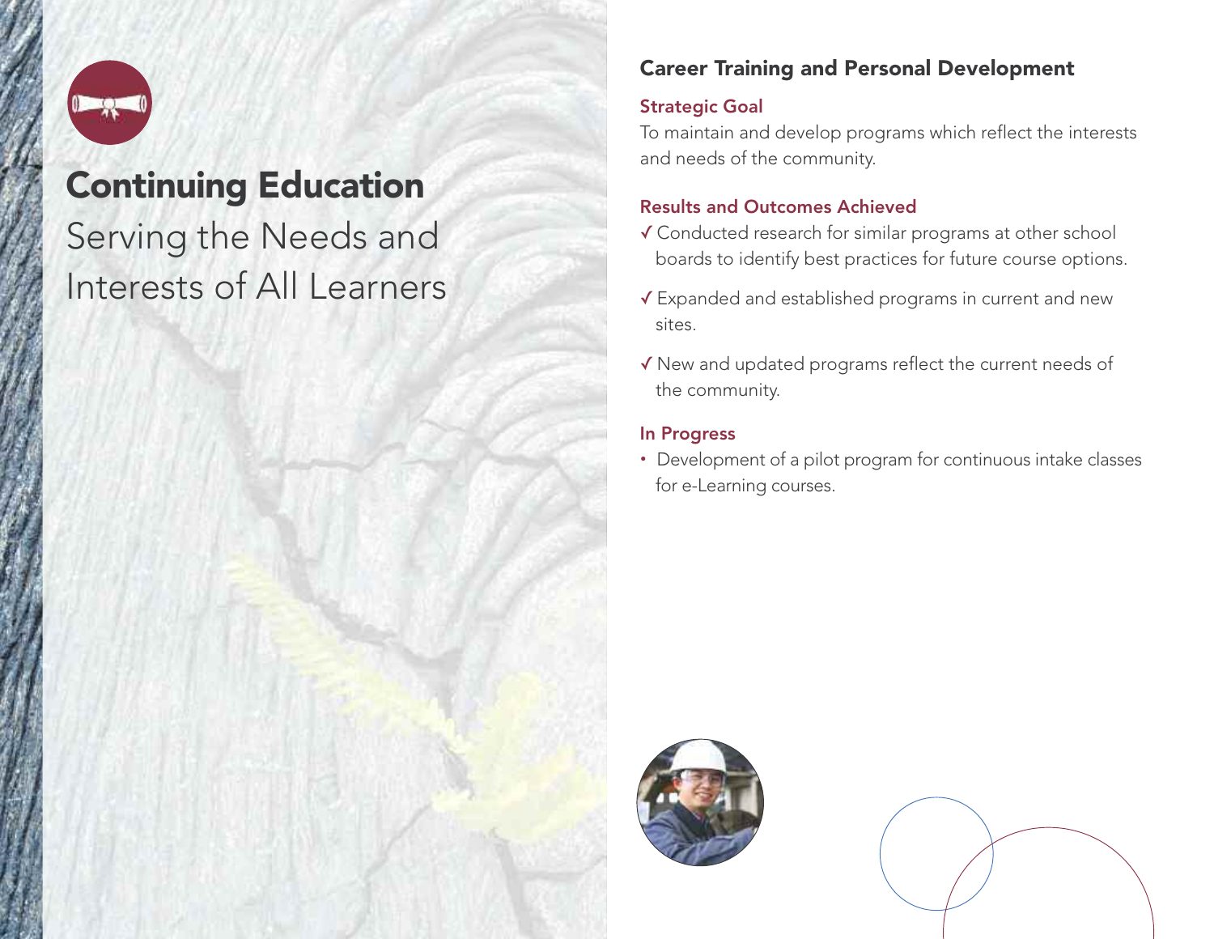# Continuing Education

Serving the Needs and Interests of All Learners

## Career Training and Personal Development

### Strategic Goal

To maintain and develop programs which reflect the interests and needs of the community.

### Results and Outcomes Achieved

- ✓ Conducted research for similar programs at other school boards to identify best practices for future course options.
- ✓ Expanded and established programs in current and new sites.
- ✓ New and updated programs reflect the current needs of the community.

### In Progress

- Development of a pilot program for continuous intake classes for e-Learning courses.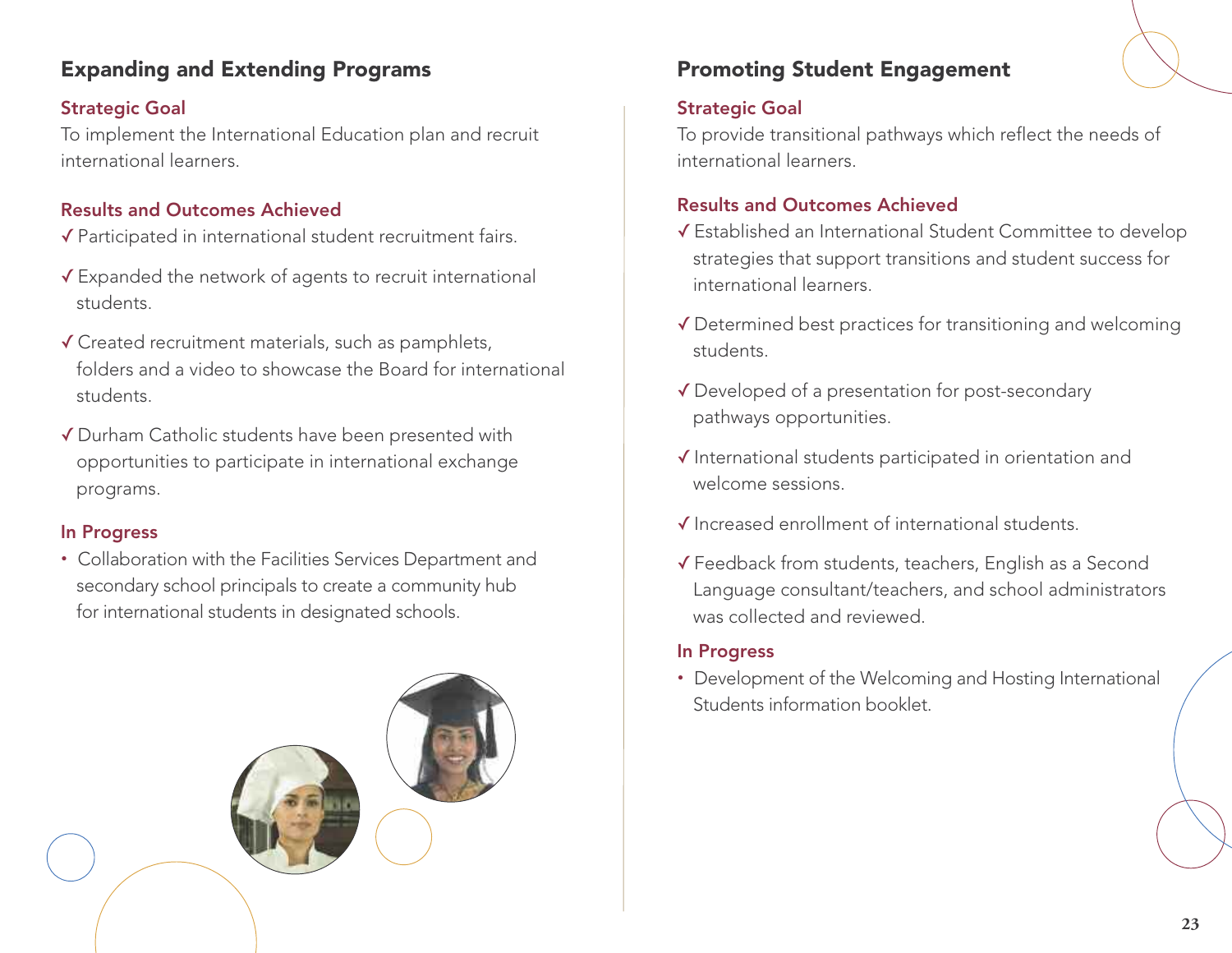## Expanding and Extending Programs

### Strategic Goal

To implement the International Education plan and recruit international learners.

### Results and Outcomes Achieved

✓ Participated in international student recruitment fairs.

✓ Expanded the network of agents to recruit international students.

✓ Created recruitment materials, such as pamphlets, folders and a video to showcase the Board for international students.

✓ Durham Catholic students have been presented with opportunities to participate in international exchange programs.

### In Progress

- Collaboration with the Facilities Services Department and secondary school principals to create a community hub for international students in designated schools.

## Promoting Student Engagement

### Strategic Goal

To provide transitional pathways which reflect the needs of international learners.

### Results and Outcomes Achieved

✓ Established an International Student Committee to develop strategies that support transitions and student success for international learners.

✓ Determined best practices for transitioning and welcoming students.

✓ Developed of a presentation for post-secondary pathways opportunities.

✓ International students participated in orientation and welcome sessions.

✓ Increased enrollment of international students.

✓ Feedback from students, teachers, English as a Second Language consultant/teachers, and school administrators was collected and reviewed.

### In Progress

- Development of the Welcoming and Hosting International Students information booklet.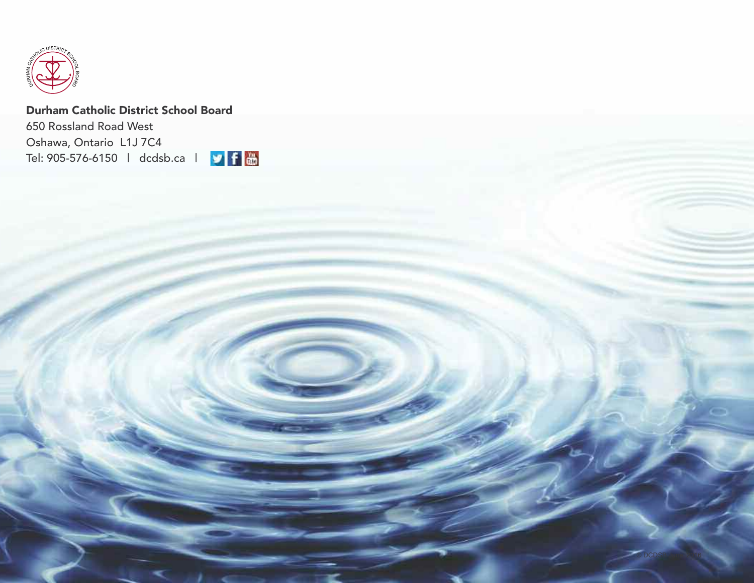**Durham Catholic District School Board**

650 Rossland Road West

Oshawa, Ontario L1J 7C4

Tel: 905-576-6150 | dcdsb.ca |